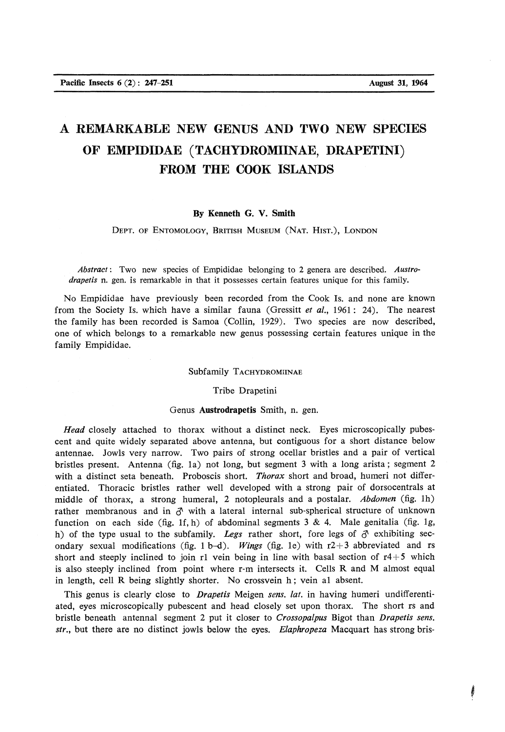# A REMARKABLE NEW GENUS AND TWO NEW SPECIES OF EMPIDIDAE (TACHYDROMIINAE, DRAPETINI) FROM THE COOK ISLANDS

By Kenneth G. V. Smith

DEPT. OF ENTOMOLOGY, BRITISH MUSEUM (NAT. HIST.), LONDON

*Abstract*: Two new species of Empididae belonging to 2 genera are described. *Austrodrapetis* n. gen. is remarkable in that it possesses certain features unique for this family.

No Empididae have previously been recorded from the Cook Is. and none are known from the Society Is. which have a similar fauna (Gressitt *et al.*, 1961: 24). The nearest the family has been recorded is Samoa (Collin, 1929). Two species are now described, one of which belongs to a remarkable new genus possessing certain features unique in the family Empididae.

Subfamily TACHYDROMIINAE

Tribe Drapetini

Genus **Austrodrapetis** Smith, n. gen.

*Head* closely attached to thorax without a distinct neck. Eyes microscopically pubescent and quite widely separated above antenna, but contiguous for a short distance below antennae. Jowls very narrow. Two pairs of strong ocellar bristles and a pair of vertical bristles present. Antenna (fig. 1a) not long, but segment 3 with a long arista; segment 2 with a distinct seta beneath. Proboscis short. *Thorax* short and broad, humeri not differentiated. Thoracic bristles rather well developed with a strong pair of dorsocentrals at middle of thorax, a strong humeral, 2 notopleurals and a postalar. *Abdomen* (fig. 1h) rather membranous and in ♂ with a lateral internal sub-spherical structure of unknown function on each side (fig. 1f, h) of abdominal segments 3 & 4. Male genitalia (fig. 1g, h) of the type usual to the subfamily. *Legs* rather short, fore legs of ♂ exhibiting secondary sexual modifications (fig. 1 b–d). *Wings* (fig. 1e) with r2+3 abbreviated and rs short and steeply inclined to join r1 vein being in line with basal section of r4+5 which is also steeply inclined from point where r-m intersects it. Cells R and M almost equal in length, cell R being slightly shorter. No crossvein h; vein a1 absent.

This genus is clearly close to *Drapetis* Meigen *sens. lat.* in having humeri undifferentiated, eyes microscopically pubescent and head closely set upon thorax. The short rs and bristle beneath antennal segment 2 put it closer to *Crossopalpus* Bigot than *Drapetis sens. str.*, but there are no distinct jowls below the eyes. *Elaphropeza* Macquart has strong bris-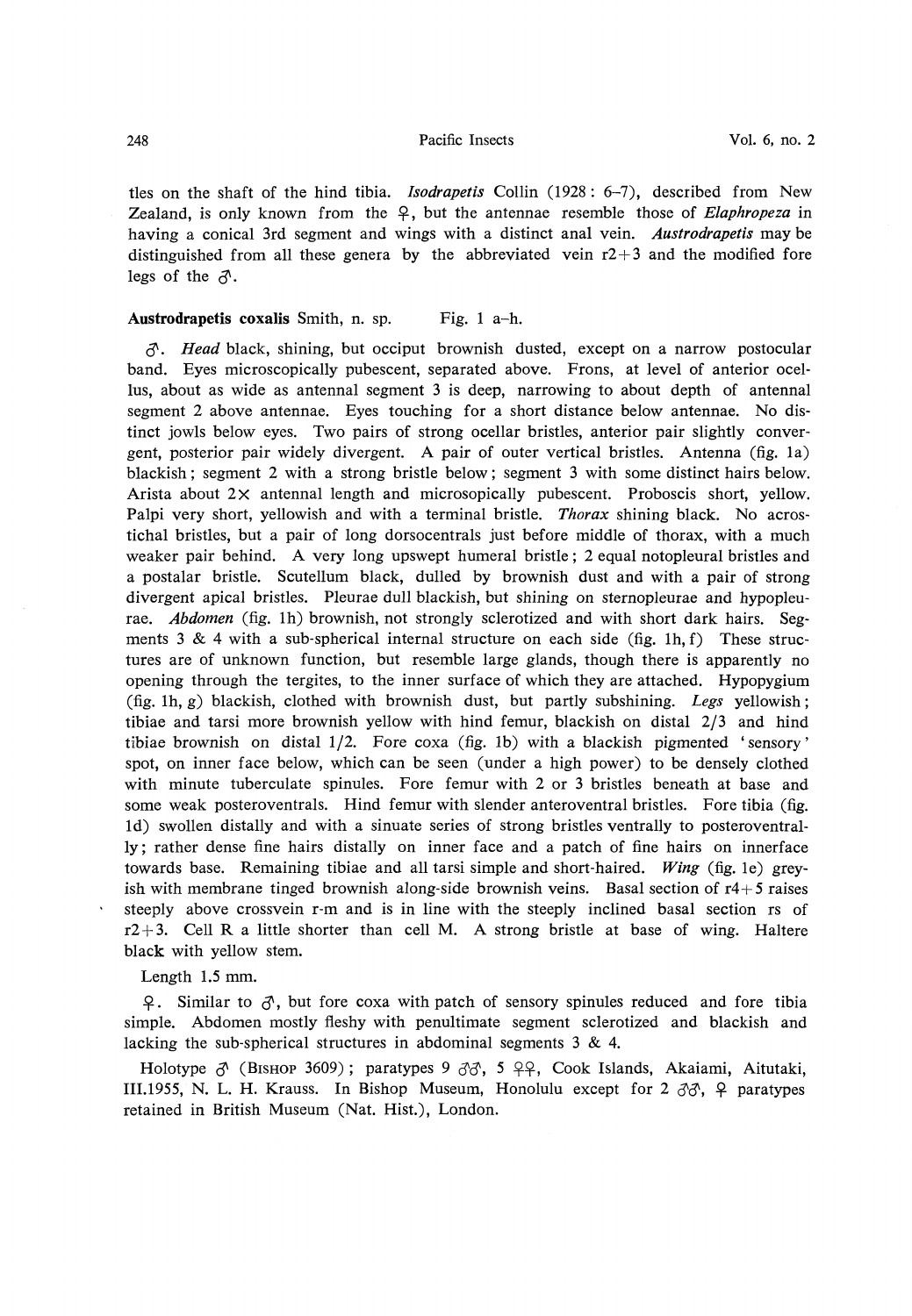tles on the shaft of the hind tibia. *Isodrapetis* Collin (1928: 6–7), described from New Zealand, is only known from the ♀, but the antennae resemble those of *Elaphropeza* in having a conical 3rd segment and wings with a distinct anal vein. *Austrodrapetis* may be distinguished from all these genera by the abbreviated vein r2+3 and the modified fore legs of the ♂.

**Austrodrapetis coxalis** Smith, n. sp. Fig. 1 a–h.

♂. *Head* black, shining, but occiput brownish dusted, except on a narrow postocular band. Eyes microscopically pubescent, separated above. Frons, at level of anterior ocellus, about as wide as antennal segment 3 is deep, narrowing to about depth of antennal segment 2 above antennae. Eyes touching for a short distance below antennae. No distinct jowls below eyes. Two pairs of strong ocellar bristles, anterior pair slightly convergent, posterior pair widely divergent. A pair of outer vertical bristles. Antenna (fig. 1a) blackish; segment 2 with a strong bristle below; segment 3 with some distinct hairs below. Arista about 2× antennal length and microsopically pubescent. Proboscis short, yellow. Palpi very short, yellowish and with a terminal bristle. *Thorax* shining black. No acrostichal bristles, but a pair of long dorsocentrals just before middle of thorax, with a much weaker pair behind. A very long upswept humeral bristle; 2 equal notopleural bristles and a postalar bristle. Scutellum black, dulled by brownish dust and with a pair of strong divergent apical bristles. Pleurae dull blackish, but shining on sternopleurae and hypopleurae. *Abdomen* (fig. 1h) brownish, not strongly sclerotized and with short dark hairs. Segments 3 & 4 with a sub-spherical internal structure on each side (fig. 1h, f) These structures are of unknown function, but resemble large glands, though there is apparently no opening through the tergites, to the inner surface of which they are attached. Hypopygium (fig. 1h, g) blackish, clothed with brownish dust, but partly subshining. *Legs* yellowish; tibiae and tarsi more brownish yellow with hind femur, blackish on distal 2/3 and hind tibiae brownish on distal 1/2. Fore coxa (fig. 1b) with a blackish pigmented 'sensory' spot, on inner face below, which can be seen (under a high power) to be densely clothed with minute tuberculate spinules. Fore femur with 2 or 3 bristles beneath at base and some weak posteroventrals. Hind femur with slender anteroventral bristles. Fore tibia (fig. 1d) swollen distally and with a sinuate series of strong bristles ventrally to posteroventrally; rather dense fine hairs distally on inner face and a patch of fine hairs on innerface towards base. Remaining tibiae and all tarsi simple and short-haired. *Wing* (fig. 1e) greyish with membrane tinged brownish along-side brownish veins. Basal section of r4+5 raises steeply above crossvein r-m and is in line with the steeply inclined basal section rs of r2+3. Cell R a little shorter than cell M. A strong bristle at base of wing. Haltere black with yellow stem.

Length 1.5 mm.

♀. Similar to ♂, but fore coxa with patch of sensory spinules reduced and fore tibia simple. Abdomen mostly fleshy with penultimate segment sclerotized and blackish and lacking the sub-spherical structures in abdominal segments 3 & 4.

Holotype ♂ (Bishop 3609); paratypes 9 ♂♂, 5 ♀♀, Cook Islands, Akaiami, Aitutaki, III.1955, N. L. H. Krauss. In Bishop Museum, Honolulu except for 2 ♂♂, ♀ paratypes retained in British Museum (Nat. Hist.), London.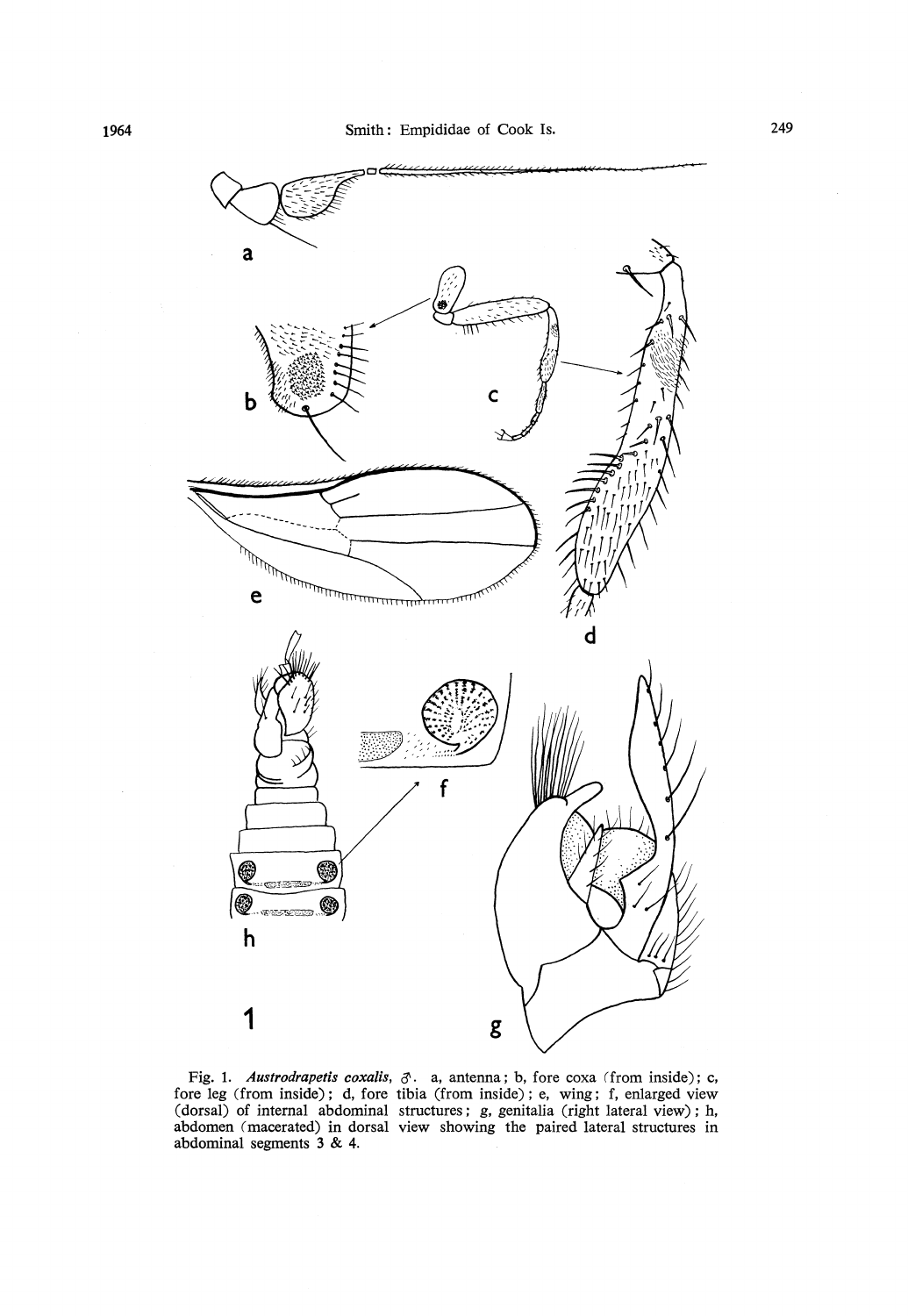Fig. 1. *Austrodrapetis coxalis*, ♂. a, antenna; b, fore coxa (from inside); c, fore leg (from inside); d, fore tibia (from inside); e, wing; f, enlarged view (dorsal) of internal abdominal structures; g, genitalia (right lateral view); h, abdomen (macerated) in dorsal view showing the paired lateral structures in abdominal segments 3 & 4.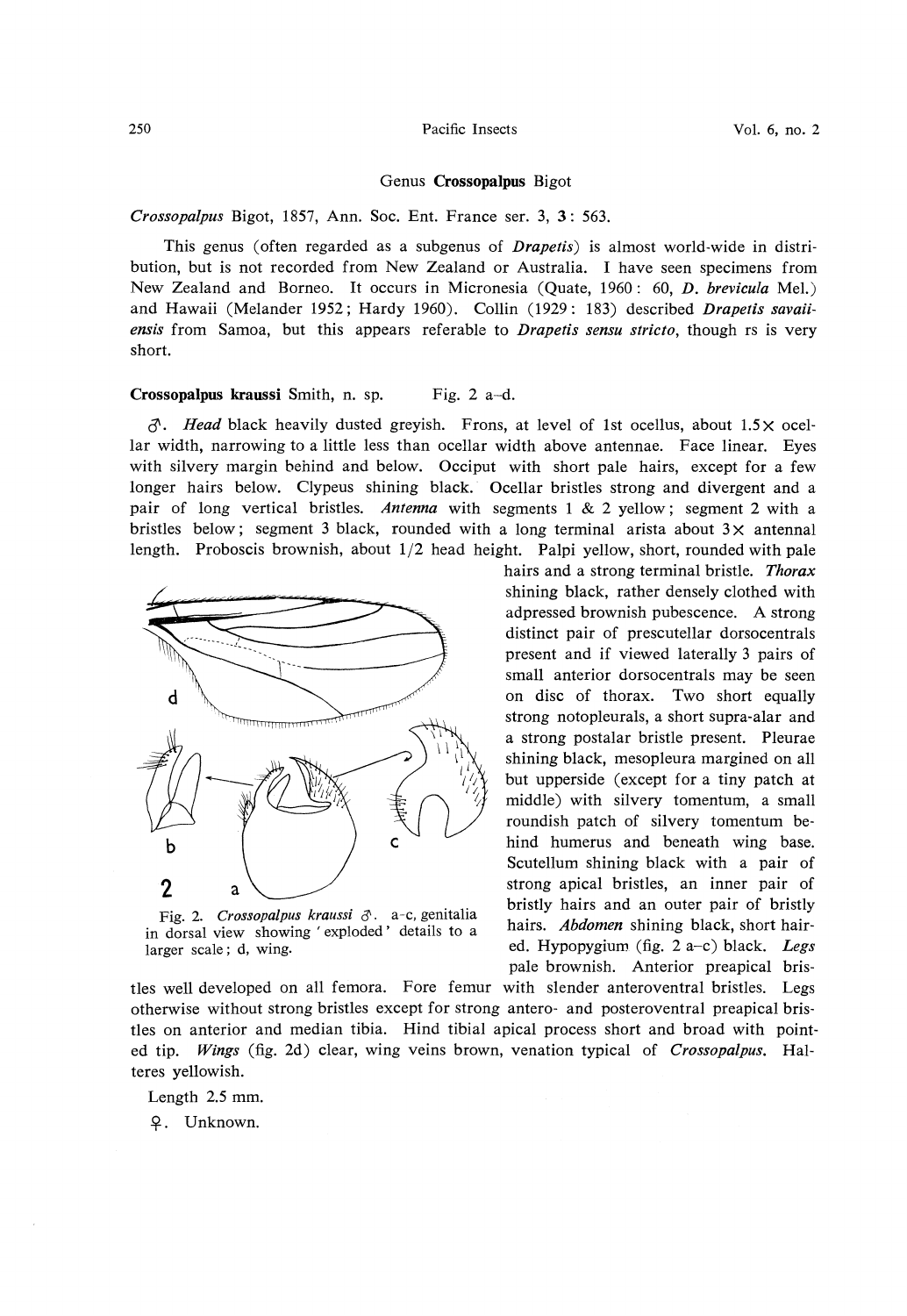## Genus **Crossopalpus** Bigot

*Crossopalpus* Bigot, 1857, Ann. Soc. Ent. France ser. 3, **3**: 563.

This genus (often regarded as a subgenus of *Drapetis*) is almost world-wide in distribution, but is not recorded from New Zealand or Australia. I have seen specimens from New Zealand and Borneo. It occurs in Micronesia (Quate, 1960: 60, *D. brevicula* Mel.) and Hawaii (Melander 1952; Hardy 1960). Collin (1929: 183) described *Drapetis savaiiensis* from Samoa, but this appears referable to *Drapetis sensu stricto*, though rs is very short.

**Crossopalpus kraussi** Smith, n. sp. Fig. 2 a–d.

♂. *Head* black heavily dusted greyish. Frons, at level of 1st ocellus, about 1.5× ocellar width, narrowing to a little less than ocellar width above antennae. Face linear. Eyes with silvery margin behind and below. Occiput with short pale hairs, except for a few longer hairs below. Clypeus shining black. Ocellar bristles strong and divergent and a pair of long vertical bristles. *Antenna* with segments 1 & 2 yellow; segment 2 with a bristles below; segment 3 black, rounded with a long terminal arista about 3× antennal length. Proboscis brownish, about 1/2 head height. Palpi yellow, short, rounded with pale hairs and a strong terminal bristle. *Thorax* shining black, rather densely clothed with adpressed brownish pubescence. A strong distinct pair of prescutellar dorsocentrals present and if viewed laterally 3 pairs of small anterior dorsocentrals may be seen on disc of thorax. Two short equally strong notopleurals, a short supra-alar and a strong postalar bristle present. Pleurae shining black, mesopleura margined on all but upperside (except for a tiny patch at middle) with silvery tomentum, a small roundish patch of silvery tomentum behind humerus and beneath wing base. Scutellum shining black with a pair of strong apical bristles, an inner pair of bristly hairs and an outer pair of bristly hairs. *Abdomen* shining black, short haired. Hypopygium (fig. 2 a–c) black. *Legs* pale brownish. Anterior preapical bristles well developed on all femora. Fore femur with slender anteroventral bristles. Legs otherwise without strong bristles except for strong antero- and posteroventral preapical bristles on anterior and median tibia. Hind tibial apical process short and broad with pointed tip. *Wings* (fig. 2d) clear, wing veins brown, venation typical of *Crossopalpus*. Halteres yellowish.

Fig. 2. *Crossopalpus kraussi* ♂. a–c, genitalia in dorsal view showing 'exploded' details to a larger scale; d, wing.

Length 2.5 mm.

♀. Unknown.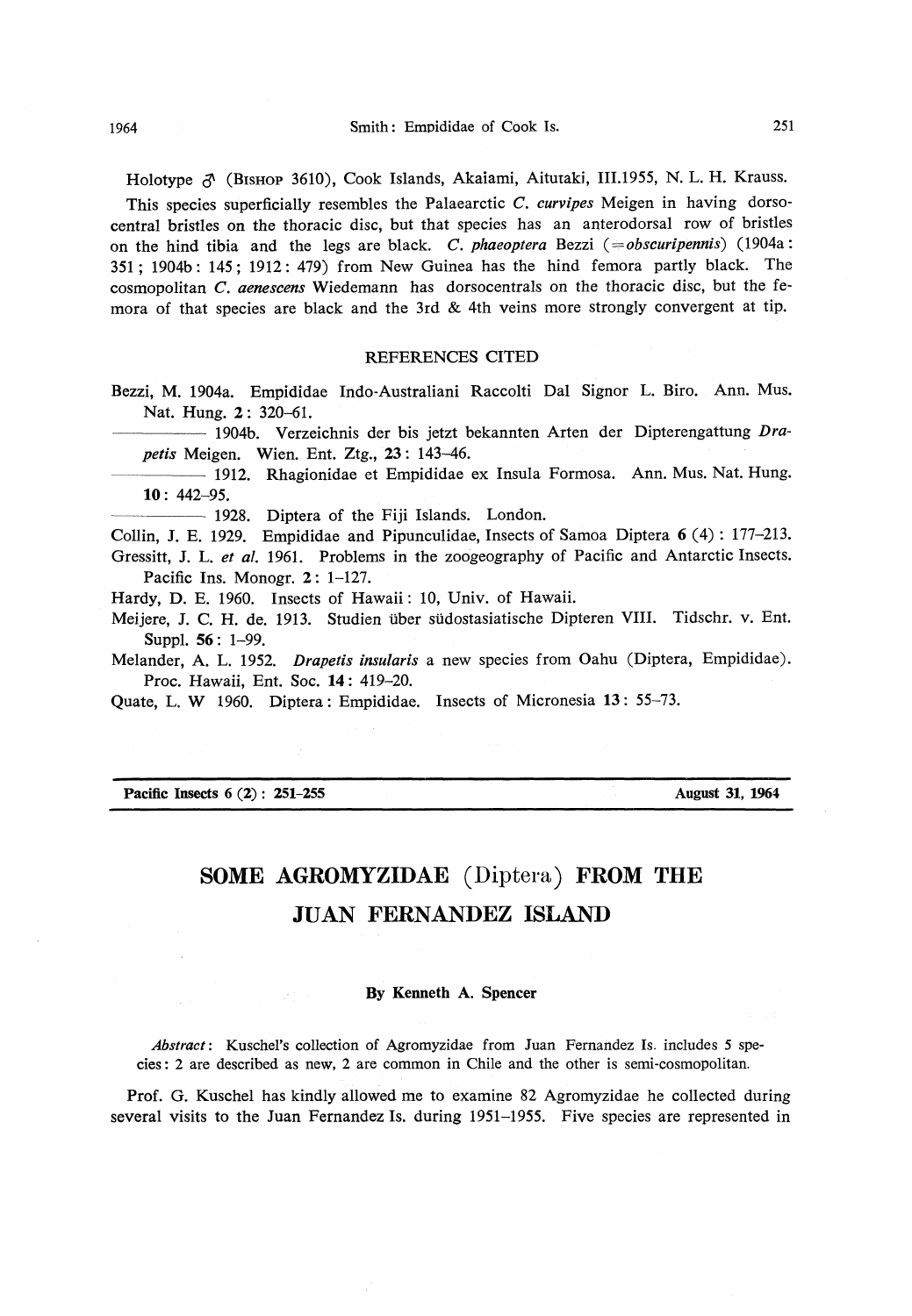Holotype ♂ (BISHOP 3610), Cook Islands, Akaiami, Aitutaki, III.1955, N. L. H. Krauss.

This species superficially resembles the Palaearctic *C. curvipes* Meigen in having dorsocentral bristles on the thoracic disc, but that species has an anterodorsal row of bristles on the hind tibia and the legs are black. *C. phaeoptera* Bezzi (=*obscuripennis*) (1904a: 351; 1904b: 145; 1912: 479) from New Guinea has the hind femora partly black. The cosmopolitan *C. aenescens* Wiedemann has dorsocentrals on the thoracic disc, but the femora of that species are black and the 3rd & 4th veins more strongly convergent at tip.

## REFERENCES CITED

Bezzi, M. 1904a. Empididae Indo-Australiani Raccolti Dal Signor L. Biro. Ann. Mus. Nat. Hung. **2**: 320–61.

——— 1904b. Verzeichnis der bis jetzt bekannten Arten der Dipterengattung *Drapetis* Meigen. Wien. Ent. Ztg., **23**: 143–46.

——— 1912. Rhagionidae et Empididae ex Insula Formosa. Ann. Mus. Nat. Hung. **10**: 442–95.

——— 1928. Diptera of the Fiji Islands. London.

Collin, J. E. 1929. Empididae and Pipunculidae, Insects of Samoa Diptera **6** (4): 177–213.

Gressitt, J. L. *et al.* 1961. Problems in the zoogeography of Pacific and Antarctic Insects. Pacific Ins. Monogr. **2**: 1–127.

Hardy, D. E. 1960. Insects of Hawaii: 10, Univ. of Hawaii.

Meijere, J. C. H. de. 1913. Studien über südostasiatische Dipteren VIII. Tidschr. v. Ent. Suppl. **56**: 1–99.

Melander, A. L. 1952. *Drapetis insularis* a new species from Oahu (Diptera, Empididae). Proc. Hawaii, Ent. Soc. **14**: 419–20.

Quate, L. W 1960. Diptera: Empididae. Insects of Micronesia **13**: 55–73.

---

**Pacific Insects 6 (2): 251–255** **August 31, 1964**

# SOME AGROMYZIDAE (Diptera) FROM THE JUAN FERNANDEZ ISLAND

**By Kenneth A. Spencer**

*Abstract*: Kuschel's collection of Agromyzidae from Juan Fernandez Is. includes 5 species: 2 are described as new, 2 are common in Chile and the other is semi-cosmopolitan.

Prof. G. Kuschel has kindly allowed me to examine 82 Agromyzidae he collected during several visits to the Juan Fernandez Is. during 1951–1955. Five species are represented in